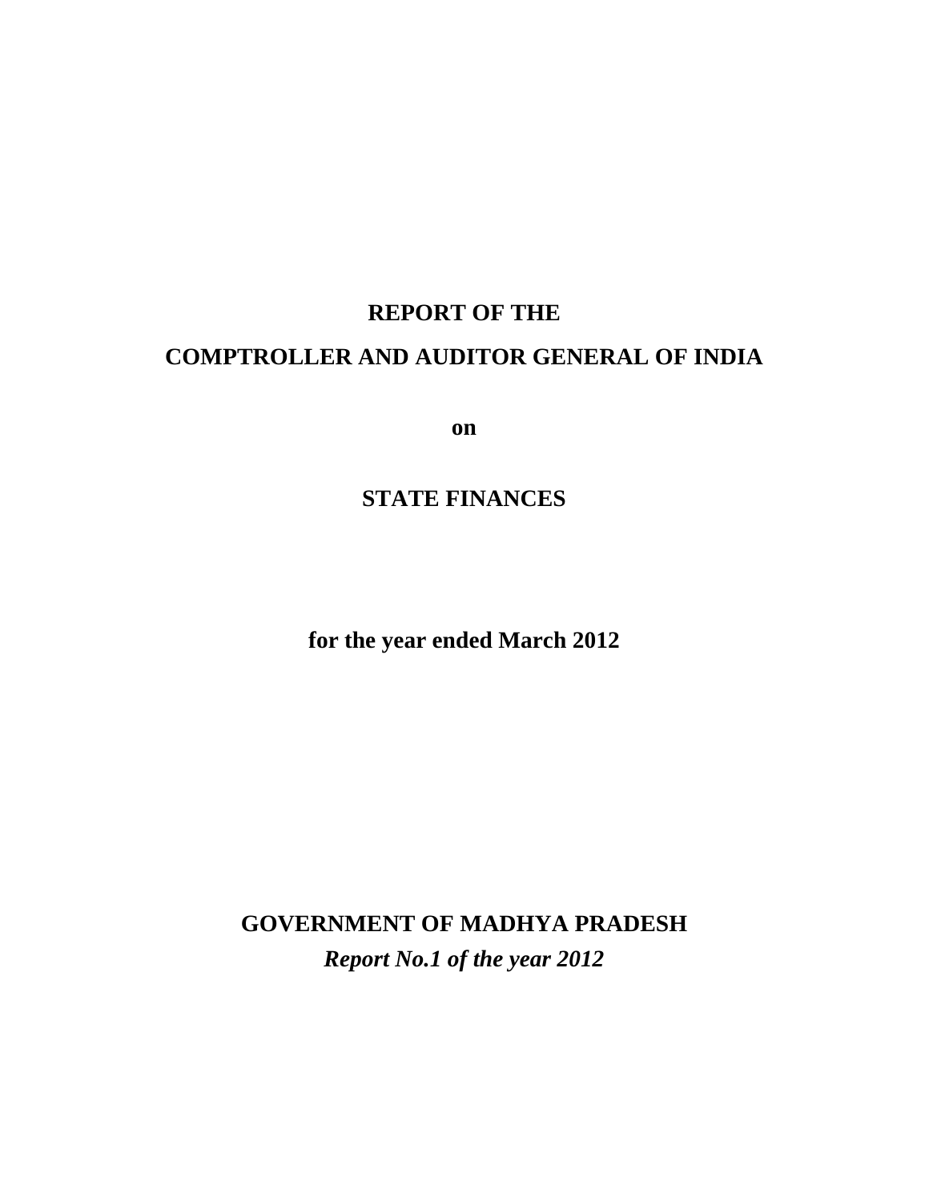# REPORT OF THE

# COMPTROLLER AND AUDITOR GENERAL OF INDIA

**on**

# STATE FINANCES

**for the year ended March 2012**

**GOVERNMENT OF MADHYA PRADESH**

***Report No.1 of the year 2012***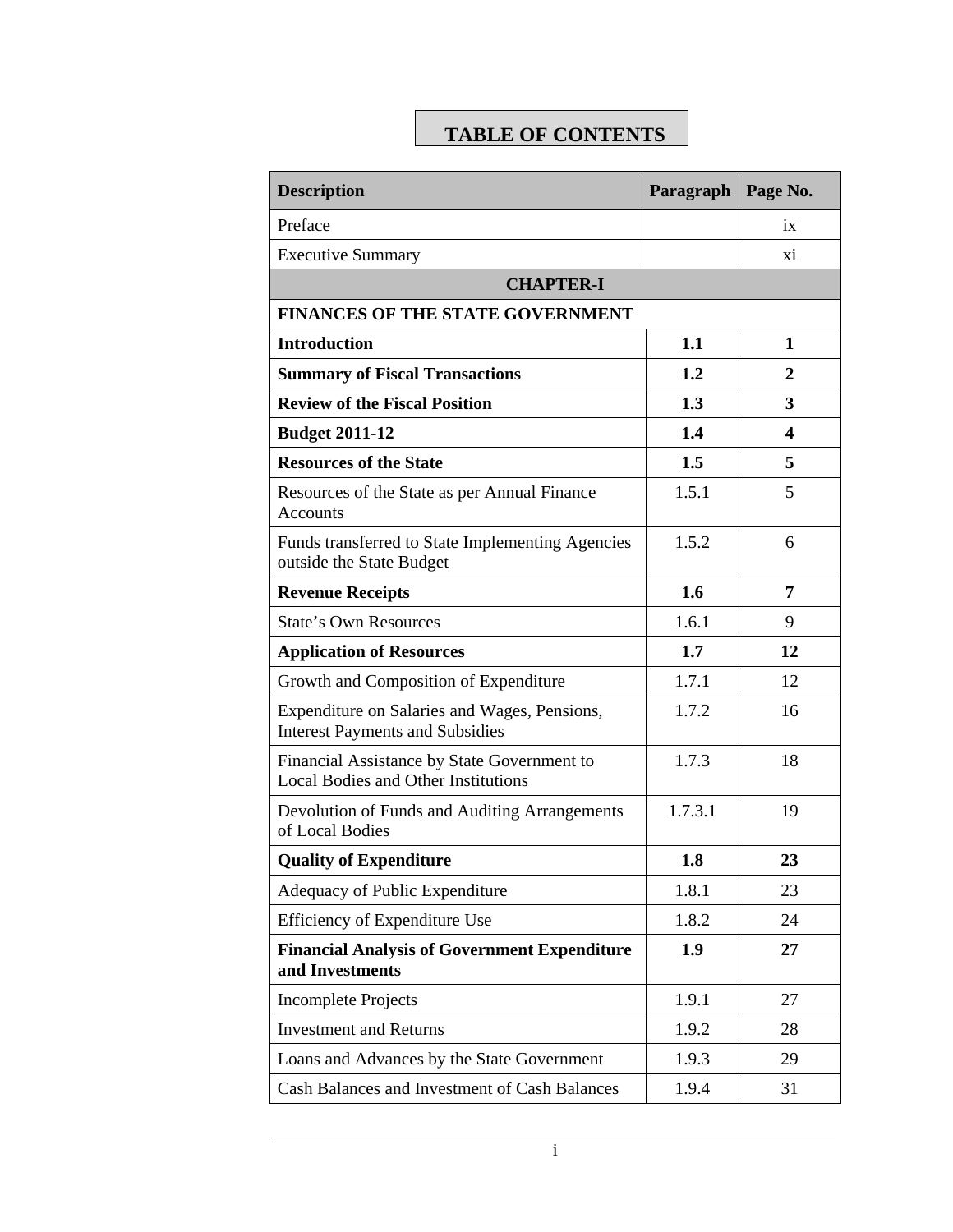# TABLE OF CONTENTS

| Description | Paragraph | Page No. |
|---|---|---|
| Preface | | ix |
| Executive Summary | | xi |
| **CHAPTER-I** | | |
| **FINANCES OF THE STATE GOVERNMENT** | | |
| **Introduction** | **1.1** | **1** |
| **Summary of Fiscal Transactions** | **1.2** | **2** |
| **Review of the Fiscal Position** | **1.3** | **3** |
| **Budget 2011-12** | **1.4** | **4** |
| **Resources of the State** | **1.5** | **5** |
| Resources of the State as per Annual Finance Accounts | 1.5.1 | 5 |
| Funds transferred to State Implementing Agencies outside the State Budget | 1.5.2 | 6 |
| **Revenue Receipts** | **1.6** | **7** |
| State's Own Resources | 1.6.1 | 9 |
| **Application of Resources** | **1.7** | **12** |
| Growth and Composition of Expenditure | 1.7.1 | 12 |
| Expenditure on Salaries and Wages, Pensions, Interest Payments and Subsidies | 1.7.2 | 16 |
| Financial Assistance by State Government to Local Bodies and Other Institutions | 1.7.3 | 18 |
| Devolution of Funds and Auditing Arrangements of Local Bodies | 1.7.3.1 | 19 |
| **Quality of Expenditure** | **1.8** | **23** |
| Adequacy of Public Expenditure | 1.8.1 | 23 |
| Efficiency of Expenditure Use | 1.8.2 | 24 |
| **Financial Analysis of Government Expenditure and Investments** | **1.9** | **27** |
| Incomplete Projects | 1.9.1 | 27 |
| Investment and Returns | 1.9.2 | 28 |
| Loans and Advances by the State Government | 1.9.3 | 29 |
| Cash Balances and Investment of Cash Balances | 1.9.4 | 31 |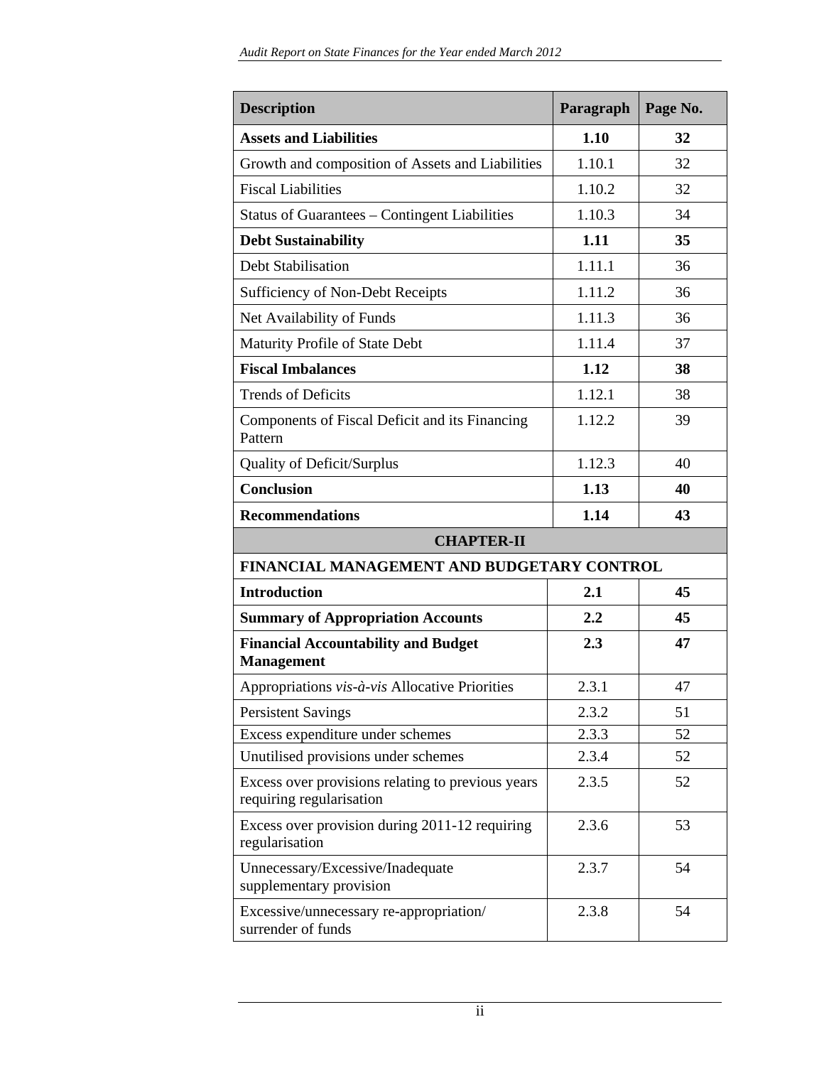| Description | Paragraph | Page No. |
|---|---|---|
| **Assets and Liabilities** | **1.10** | **32** |
| Growth and composition of Assets and Liabilities | 1.10.1 | 32 |
| Fiscal Liabilities | 1.10.2 | 32 |
| Status of Guarantees – Contingent Liabilities | 1.10.3 | 34 |
| **Debt Sustainability** | **1.11** | **35** |
| Debt Stabilisation | 1.11.1 | 36 |
| Sufficiency of Non-Debt Receipts | 1.11.2 | 36 |
| Net Availability of Funds | 1.11.3 | 36 |
| Maturity Profile of State Debt | 1.11.4 | 37 |
| **Fiscal Imbalances** | **1.12** | **38** |
| Trends of Deficits | 1.12.1 | 38 |
| Components of Fiscal Deficit and its Financing Pattern | 1.12.2 | 39 |
| Quality of Deficit/Surplus | 1.12.3 | 40 |
| **Conclusion** | **1.13** | **40** |
| **Recommendations** | **1.14** | **43** |
| **CHAPTER-II** | | |
| **FINANCIAL MANAGEMENT AND BUDGETARY CONTROL** | | |
| **Introduction** | **2.1** | **45** |
| **Summary of Appropriation Accounts** | **2.2** | **45** |
| **Financial Accountability and Budget Management** | **2.3** | **47** |
| Appropriations *vis-à-vis* Allocative Priorities | 2.3.1 | 47 |
| Persistent Savings | 2.3.2 | 51 |
| Excess expenditure under schemes | 2.3.3 | 52 |
| Unutilised provisions under schemes | 2.3.4 | 52 |
| Excess over provisions relating to previous years requiring regularisation | 2.3.5 | 52 |
| Excess over provision during 2011-12 requiring regularisation | 2.3.6 | 53 |
| Unnecessary/Excessive/Inadequate supplementary provision | 2.3.7 | 54 |
| Excessive/unnecessary re-appropriation/ surrender of funds | 2.3.8 | 54 |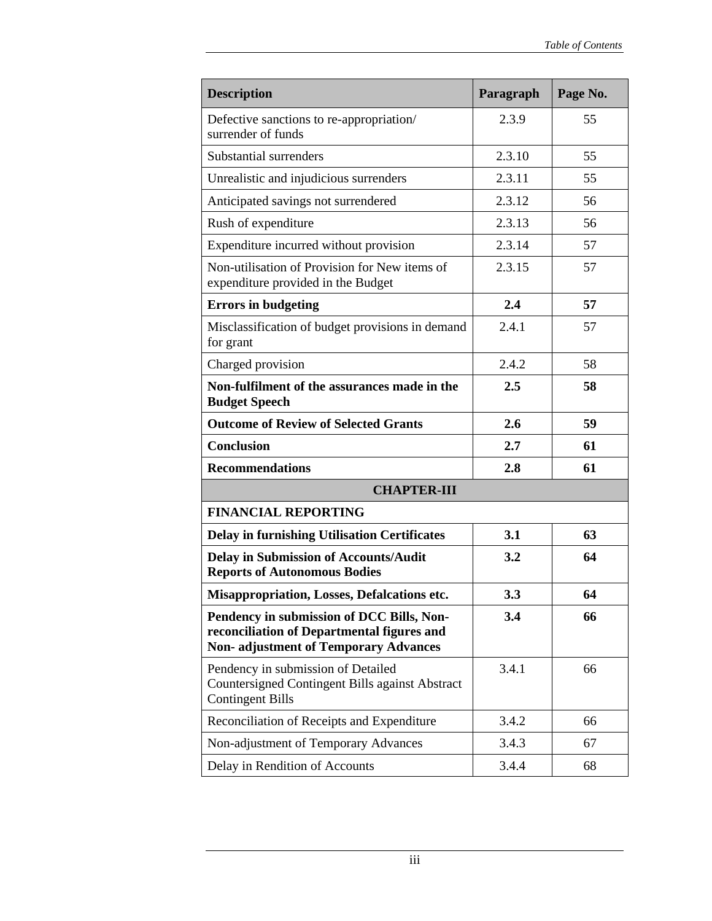| Description | Paragraph | Page No. |
|---|---|---|
| Defective sanctions to re-appropriation/ surrender of funds | 2.3.9 | 55 |
| Substantial surrenders | 2.3.10 | 55 |
| Unrealistic and injudicious surrenders | 2.3.11 | 55 |
| Anticipated savings not surrendered | 2.3.12 | 56 |
| Rush of expenditure | 2.3.13 | 56 |
| Expenditure incurred without provision | 2.3.14 | 57 |
| Non-utilisation of Provision for New items of expenditure provided in the Budget | 2.3.15 | 57 |
| **Errors in budgeting** | **2.4** | **57** |
| Misclassification of budget provisions in demand for grant | 2.4.1 | 57 |
| Charged provision | 2.4.2 | 58 |
| **Non-fulfilment of the assurances made in the Budget Speech** | **2.5** | **58** |
| **Outcome of Review of Selected Grants** | **2.6** | **59** |
| **Conclusion** | **2.7** | **61** |
| **Recommendations** | **2.8** | **61** |
| **CHAPTER-III** | | |
| **FINANCIAL REPORTING** | | |
| **Delay in furnishing Utilisation Certificates** | **3.1** | **63** |
| **Delay in Submission of Accounts/Audit Reports of Autonomous Bodies** | **3.2** | **64** |
| **Misappropriation, Losses, Defalcations etc.** | **3.3** | **64** |
| **Pendency in submission of DCC Bills, Non-reconciliation of Departmental figures and Non- adjustment of Temporary Advances** | **3.4** | **66** |
| Pendency in submission of Detailed Countersigned Contingent Bills against Abstract Contingent Bills | 3.4.1 | 66 |
| Reconciliation of Receipts and Expenditure | 3.4.2 | 66 |
| Non-adjustment of Temporary Advances | 3.4.3 | 67 |
| Delay in Rendition of Accounts | 3.4.4 | 68 |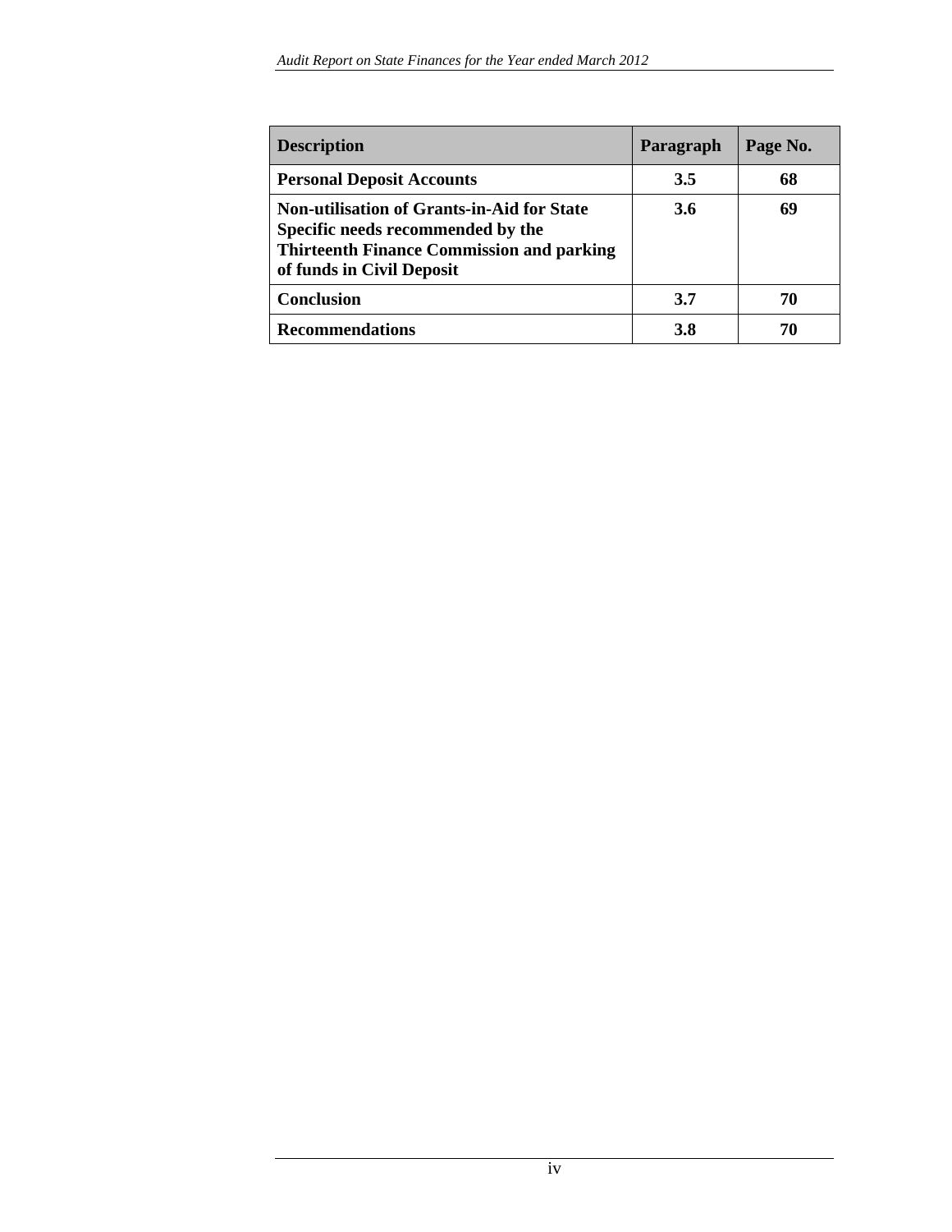| **Description** | **Paragraph** | **Page No.** |
|---|---|---|
| **Personal Deposit Accounts** | **3.5** | **68** |
| **Non-utilisation of Grants-in-Aid for State Specific needs recommended by the Thirteenth Finance Commission and parking of funds in Civil Deposit** | **3.6** | **69** |
| **Conclusion** | **3.7** | **70** |
| **Recommendations** | **3.8** | **70** |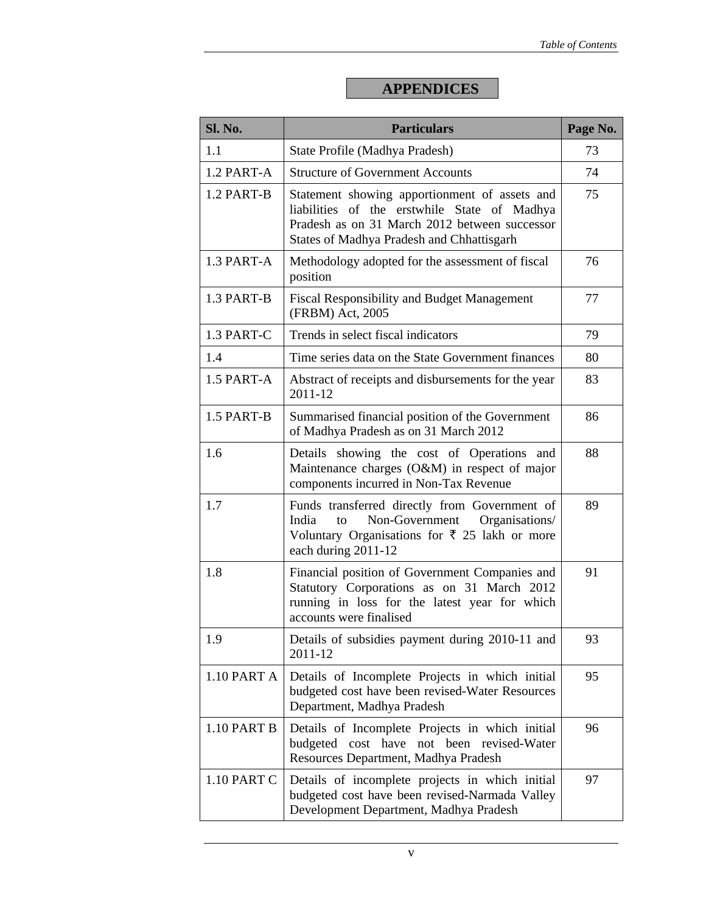# APPENDICES

| Sl. No. | Particulars | Page No. |
|---|---|---|
| 1.1 | State Profile (Madhya Pradesh) | 73 |
| 1.2 PART-A | Structure of Government Accounts | 74 |
| 1.2 PART-B | Statement showing apportionment of assets and liabilities of the erstwhile State of Madhya Pradesh as on 31 March 2012 between successor States of Madhya Pradesh and Chhattisgarh | 75 |
| 1.3 PART-A | Methodology adopted for the assessment of fiscal position | 76 |
| 1.3 PART-B | Fiscal Responsibility and Budget Management (FRBM) Act, 2005 | 77 |
| 1.3 PART-C | Trends in select fiscal indicators | 79 |
| 1.4 | Time series data on the State Government finances | 80 |
| 1.5 PART-A | Abstract of receipts and disbursements for the year 2011-12 | 83 |
| 1.5 PART-B | Summarised financial position of the Government of Madhya Pradesh as on 31 March 2012 | 86 |
| 1.6 | Details showing the cost of Operations and Maintenance charges (O&M) in respect of major components incurred in Non-Tax Revenue | 88 |
| 1.7 | Funds transferred directly from Government of India to Non-Government Organisations/ Voluntary Organisations for ₹ 25 lakh or more each during 2011-12 | 89 |
| 1.8 | Financial position of Government Companies and Statutory Corporations as on 31 March 2012 running in loss for the latest year for which accounts were finalised | 91 |
| 1.9 | Details of subsidies payment during 2010-11 and 2011-12 | 93 |
| 1.10 PART A | Details of Incomplete Projects in which initial budgeted cost have been revised-Water Resources Department, Madhya Pradesh | 95 |
| 1.10 PART B | Details of Incomplete Projects in which initial budgeted cost have not been revised-Water Resources Department, Madhya Pradesh | 96 |
| 1.10 PART C | Details of incomplete projects in which initial budgeted cost have been revised-Narmada Valley Development Department, Madhya Pradesh | 97 |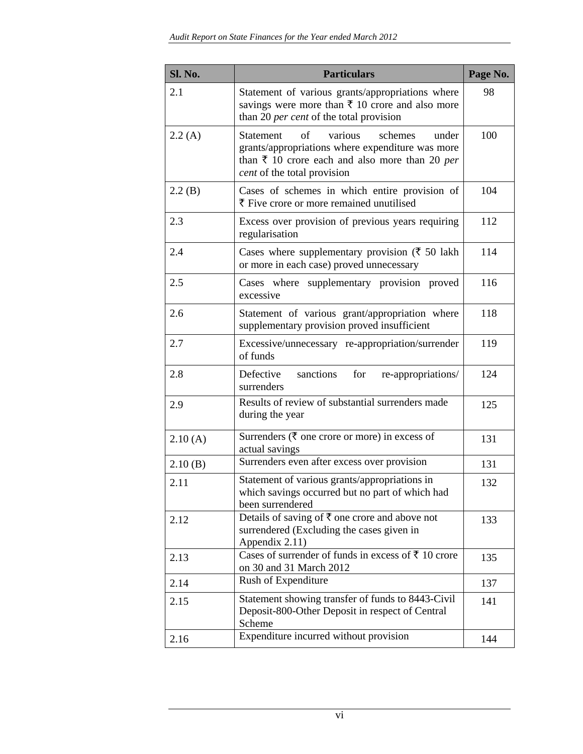| Sl. No. | Particulars | Page No. |
|---|---|---|
| 2.1 | Statement of various grants/appropriations where savings were more than ₹ 10 crore and also more than 20 *per cent* of the total provision | 98 |
| 2.2 (A) | Statement of various schemes under grants/appropriations where expenditure was more than ₹ 10 crore each and also more than 20 *per cent* of the total provision | 100 |
| 2.2 (B) | Cases of schemes in which entire provision of ₹ Five crore or more remained unutilised | 104 |
| 2.3 | Excess over provision of previous years requiring regularisation | 112 |
| 2.4 | Cases where supplementary provision (₹ 50 lakh or more in each case) proved unnecessary | 114 |
| 2.5 | Cases where supplementary provision proved excessive | 116 |
| 2.6 | Statement of various grant/appropriation where supplementary provision proved insufficient | 118 |
| 2.7 | Excessive/unnecessary re-appropriation/surrender of funds | 119 |
| 2.8 | Defective sanctions for re-appropriations/ surrenders | 124 |
| 2.9 | Results of review of substantial surrenders made during the year | 125 |
| 2.10 (A) | Surrenders (₹ one crore or more) in excess of actual savings | 131 |
| 2.10 (B) | Surrenders even after excess over provision | 131 |
| 2.11 | Statement of various grants/appropriations in which savings occurred but no part of which had been surrendered | 132 |
| 2.12 | Details of saving of ₹ one crore and above not surrendered (Excluding the cases given in Appendix 2.11) | 133 |
| 2.13 | Cases of surrender of funds in excess of ₹ 10 crore on 30 and 31 March 2012 | 135 |
| 2.14 | Rush of Expenditure | 137 |
| 2.15 | Statement showing transfer of funds to 8443-Civil Deposit-800-Other Deposit in respect of Central Scheme | 141 |
| 2.16 | Expenditure incurred without provision | 144 |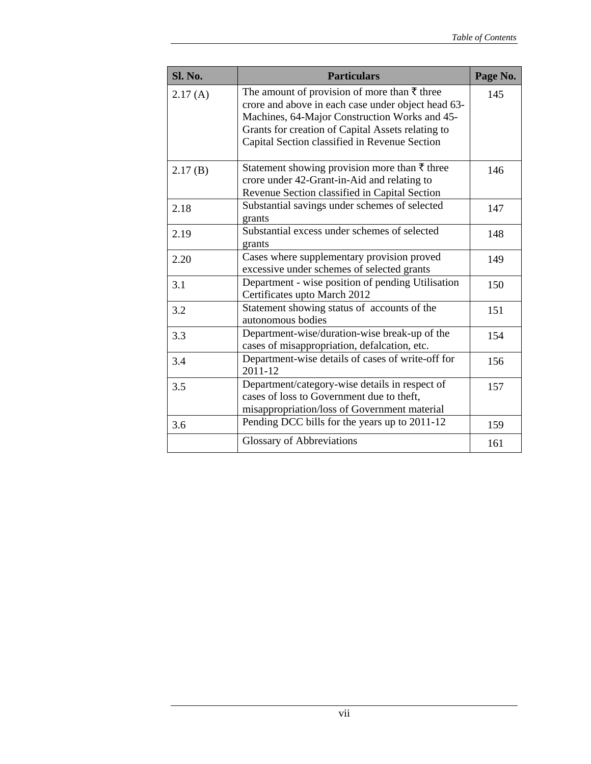| Sl. No. | Particulars | Page No. |
|---|---|---|
| 2.17 (A) | The amount of provision of more than ₹ three crore and above in each case under object head 63-Machines, 64-Major Construction Works and 45-Grants for creation of Capital Assets relating to Capital Section classified in Revenue Section | 145 |
| 2.17 (B) | Statement showing provision more than ₹ three crore under 42-Grant-in-Aid and relating to Revenue Section classified in Capital Section | 146 |
| 2.18 | Substantial savings under schemes of selected grants | 147 |
| 2.19 | Substantial excess under schemes of selected grants | 148 |
| 2.20 | Cases where supplementary provision proved excessive under schemes of selected grants | 149 |
| 3.1 | Department - wise position of pending Utilisation Certificates upto March 2012 | 150 |
| 3.2 | Statement showing status of accounts of the autonomous bodies | 151 |
| 3.3 | Department-wise/duration-wise break-up of the cases of misappropriation, defalcation, etc. | 154 |
| 3.4 | Department-wise details of cases of write-off for 2011-12 | 156 |
| 3.5 | Department/category-wise details in respect of cases of loss to Government due to theft, misappropriation/loss of Government material | 157 |
| 3.6 | Pending DCC bills for the years up to 2011-12 | 159 |
| | Glossary of Abbreviations | 161 |